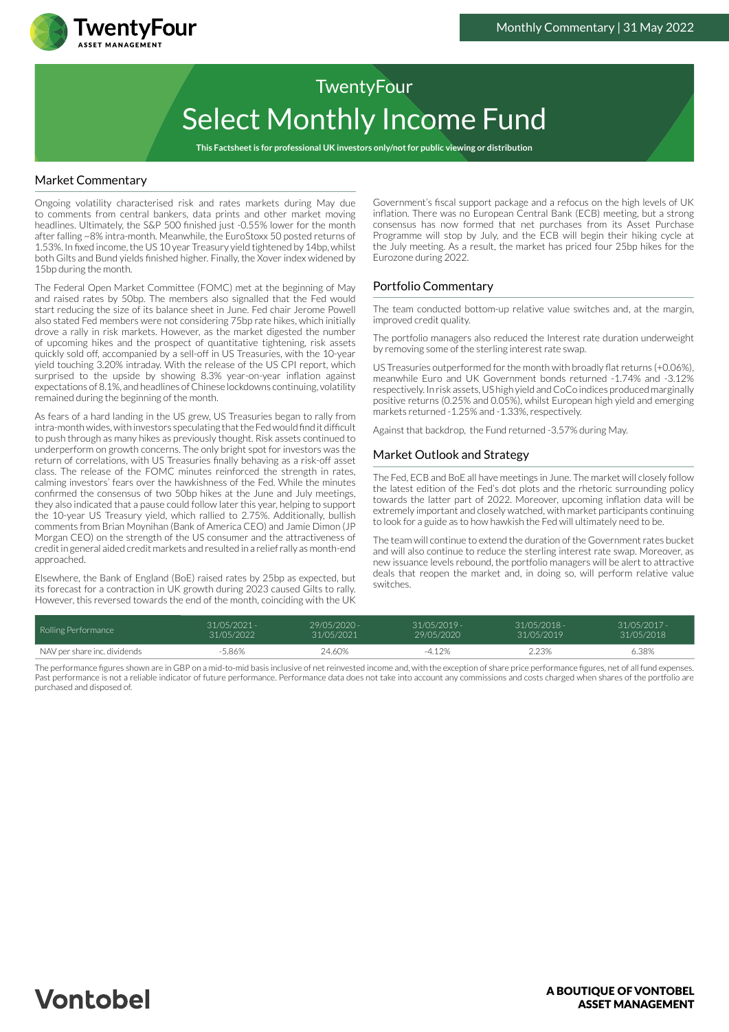# TwentyFour Select Monthly Income Fund

Monthly Commentary | 31 May 2022

**This Factsheet is for professional UK investors only/not for public viewing or distribution**

## Market Commentary

Ongoing volatility characterised risk and rates markets during May due to comments from central bankers, data prints and other market moving headlines. Ultimately, the S&P 500 finished just -0.55% lower for the month after falling ~8% intra-month. Meanwhile, the EuroStoxx 50 posted returns of 1.53%. In fixed income, the US 10 year Treasury yield tightened by 14bp, whilst both Gilts and Bund yields finished higher. Finally, the Xover index widened by 15bp during the month.

The Federal Open Market Committee (FOMC) met at the beginning of May and raised rates by 50bp. The members also signalled that the Fed would start reducing the size of its balance sheet in June. Fed chair Jerome Powell also stated Fed members were not considering 75bp rate hikes, which initially drove a rally in risk markets. However, as the market digested the number of upcoming hikes and the prospect of quantitative tightening, risk assets quickly sold off, accompanied by a sell-off in US Treasuries, with the 10-year yield touching 3.20% intraday. With the release of the US CPI report, which surprised to the upside by showing 8.3% year-on-year inflation against expectations of 8.1%, and headlines of Chinese lockdowns continuing, volatility remained during the beginning of the month.

As fears of a hard landing in the US grew, US Treasuries began to rally from intra-month wides, with investors speculating that the Fed would find it difficult to push through as many hikes as previously thought. Risk assets continued to underperform on growth concerns. The only bright spot for investors was the return of correlations, with US Treasuries finally behaving as a risk-off asset class. The release of the FOMC minutes reinforced the strength in rates, calming investors' fears over the hawkishness of the Fed. While the minutes confirmed the consensus of two 50bp hikes at the June and July meetings, they also indicated that a pause could follow later this year, helping to support the 10-year US Treasury yield, which rallied to 2.75%. Additionally, bullish comments from Brian Moynihan (Bank of America CEO) and Jamie Dimon (JP Morgan CEO) on the strength of the US consumer and the attractiveness of credit in general aided credit markets and resulted in a relief rally as month-end approached.

Elsewhere, the Bank of England (BoE) raised rates by 25bp as expected, but its forecast for a contraction in UK growth during 2023 caused Gilts to rally. However, this reversed towards the end of the month, coinciding with the UK Government's fiscal support package and a refocus on the high levels of UK inflation. There was no European Central Bank (ECB) meeting, but a strong consensus has now formed that net purchases from its Asset Purchase Programme will stop by July, and the ECB will begin their hiking cycle at the July meeting. As a result, the market has priced four 25bp hikes for the Eurozone during 2022.

## Portfolio Commentary

The team conducted bottom-up relative value switches and, at the margin, improved credit quality.

The portfolio managers also reduced the Interest rate duration underweight by removing some of the sterling interest rate swap.

US Treasuries outperformed for the month with broadly flat returns (+0.06%), meanwhile Euro and UK Government bonds returned -1.74% and -3.12% respectively. In risk assets, US high yield and CoCo indices produced marginally positive returns (0.25% and 0.05%), whilst European high yield and emerging markets returned -1.25% and -1.33%, respectively.

Against that backdrop, the Fund returned -3.57% during May.

## Market Outlook and Strategy

The Fed, ECB and BoE all have meetings in June. The market will closely follow the latest edition of the Fed's dot plots and the rhetoric surrounding policy towards the latter part of 2022. Moreover, upcoming inflation data will be extremely important and closely watched, with market participants continuing to look for a guide as to how hawkish the Fed will ultimately need to be.

The team will continue to extend the duration of the Government rates bucket and will also continue to reduce the sterling interest rate swap. Moreover, as new issuance levels rebound, the portfolio managers will be alert to attractive deals that reopen the market and, in doing so, will perform relative value switches.

| Rolling Performance | 31/05/2021 - 31/05/2022 | 29/05/2020 - 31/05/2021 | 31/05/2019 - 29/05/2020 | 31/05/2018 - 31/05/2019 | 31/05/2017 - 31/05/2018 |
|---|---|---|---|---|---|
| NAV per share inc. dividends | -5.86% | 24.60% | -4.12% | 2.23% | 6.38% |

The performance figures shown are in GBP on a mid-to-mid basis inclusive of net reinvested income and, with the exception of share price performance figures, net of all fund expenses. Past performance is not a reliable indicator of future performance. Performance data does not take into account any commissions and costs charged when shares of the portfolio are purchased and disposed of.

**A BOUTIQUE OF VONTOBEL ASSET MANAGEMENT**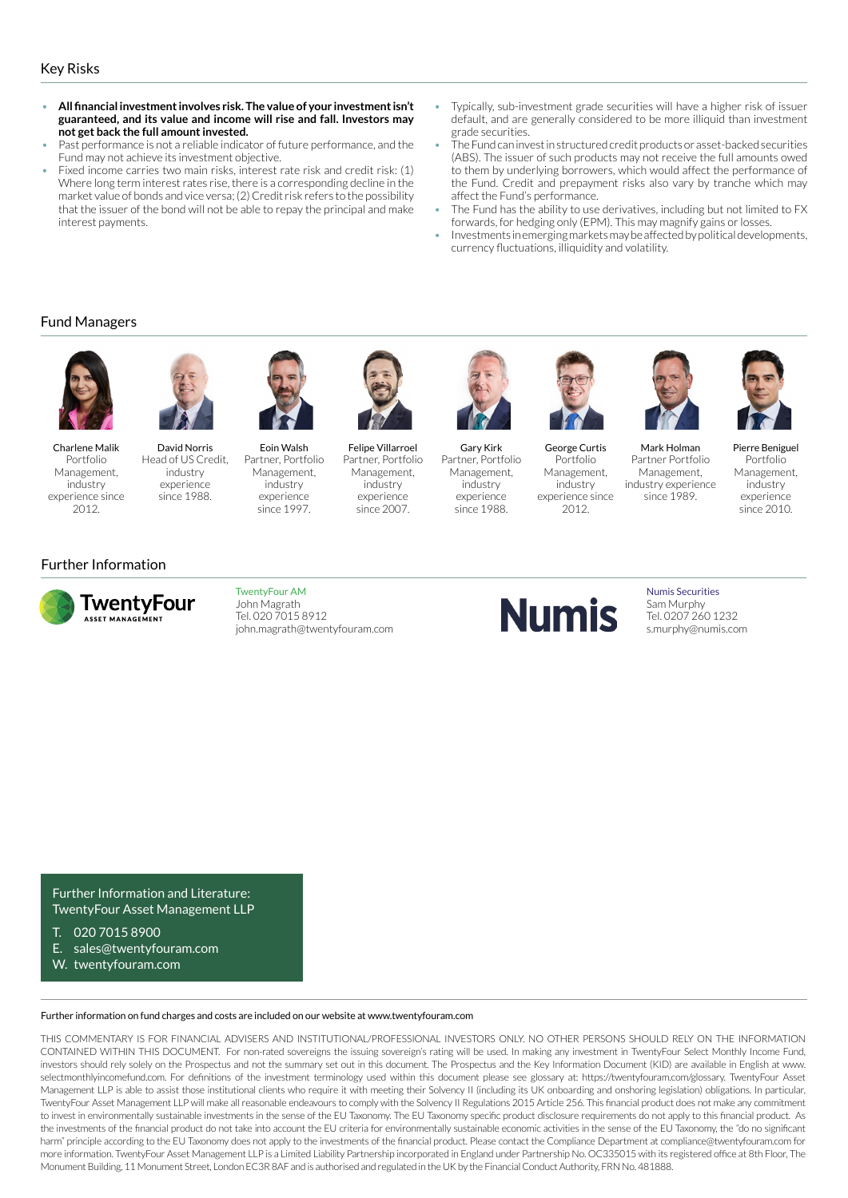## Key Risks

- **All financial investment involves risk. The value of your investment isn't guaranteed, and its value and income will rise and fall. Investors may not get back the full amount invested.**
- Past performance is not a reliable indicator of future performance, and the Fund may not achieve its investment objective.
- Fixed income carries two main risks, interest rate risk and credit risk: (1) Where long term interest rates rise, there is a corresponding decline in the market value of bonds and vice versa; (2) Credit risk refers to the possibility that the issuer of the bond will not be able to repay the principal and make interest payments.
- Typically, sub-investment grade securities will have a higher risk of issuer default, and are generally considered to be more illiquid than investment grade securities.
- The Fund can invest in structured credit products or asset-backed securities (ABS). The issuer of such products may not receive the full amounts owed to them by underlying borrowers, which would affect the performance of the Fund. Credit and prepayment risks also vary by tranche which may affect the Fund's performance.
- The Fund has the ability to use derivatives, including but not limited to FX forwards, for hedging only (EPM). This may magnify gains or losses.
- Investments in emerging markets may be affected by political developments, currency fluctuations, illiquidity and volatility.

## Fund Managers

**Charlene Malik**
Portfolio Management, industry experience since 2012.

**David Norris**
Head of US Credit, industry experience since 1988.

**Eoin Walsh**
Partner, Portfolio Management, industry experience since 1997.

**Felipe Villarroel**
Partner, Portfolio Management, industry experience since 2007.

**Gary Kirk**
Partner, Portfolio Management, industry experience since 1988.

**George Curtis**
Portfolio Management, industry experience since 2012.

**Mark Holman**
Partner Portfolio Management, industry experience since 1989.

**Pierre Beniguel**
Portfolio Management, industry experience since 2010.

## Further Information

TwentyFour Asset Management

TwentyFour AM
John Magrath
Tel. 020 7015 8912
john.magrath@twentyfouram.com

Numis

Numis Securities
Sam Murphy
Tel. 0207 260 1232
s.murphy@numis.com

Further Information and Literature:
TwentyFour Asset Management LLP

T. 020 7015 8900
E. sales@twentyfouram.com
W. twentyfouram.com

Further information on fund charges and costs are included on our website at www.twentyfouram.com

THIS COMMENTARY IS FOR FINANCIAL ADVISERS AND INSTITUTIONAL/PROFESSIONAL INVESTORS ONLY. NO OTHER PERSONS SHOULD RELY ON THE INFORMATION CONTAINED WITHIN THIS DOCUMENT. For non-rated sovereigns the issuing sovereign's rating will be used. In making any investment in TwentyFour Select Monthly Income Fund, investors should rely solely on the Prospectus and not the summary set out in this document. The Prospectus and the Key Information Document (KID) are available in English at www.selectmonthlyincomefund.com. For definitions of the investment terminology used within this document please see glossary at: https://twentyfouram.com/glossary. TwentyFour Asset Management LLP is able to assist those institutional clients who require it with meeting their Solvency II (including its UK onboarding and onshoring legislation) obligations. In particular, TwentyFour Asset Management LLP will make all reasonable endeavours to comply with the Solvency II Regulations 2015 Article 256. This financial product does not make any commitment to invest in environmentally sustainable investments in the sense of the EU Taxonomy. The EU Taxonomy specific product disclosure requirements do not apply to this financial product. As the investments of the financial product do not take into account the EU criteria for environmentally sustainable economic activities in the sense of the EU Taxonomy, the "do no significant harm" principle according to the EU Taxonomy does not apply to the investments of the financial product. Please contact the Compliance Department at compliance@twentyfouram.com for more information. TwentyFour Asset Management LLP is a Limited Liability Partnership incorporated in England under Partnership No. OC335015 with its registered office at 8th Floor, The Monument Building, 11 Monument Street, London EC3R 8AF and is authorised and regulated in the UK by the Financial Conduct Authority, FRN No. 481888.